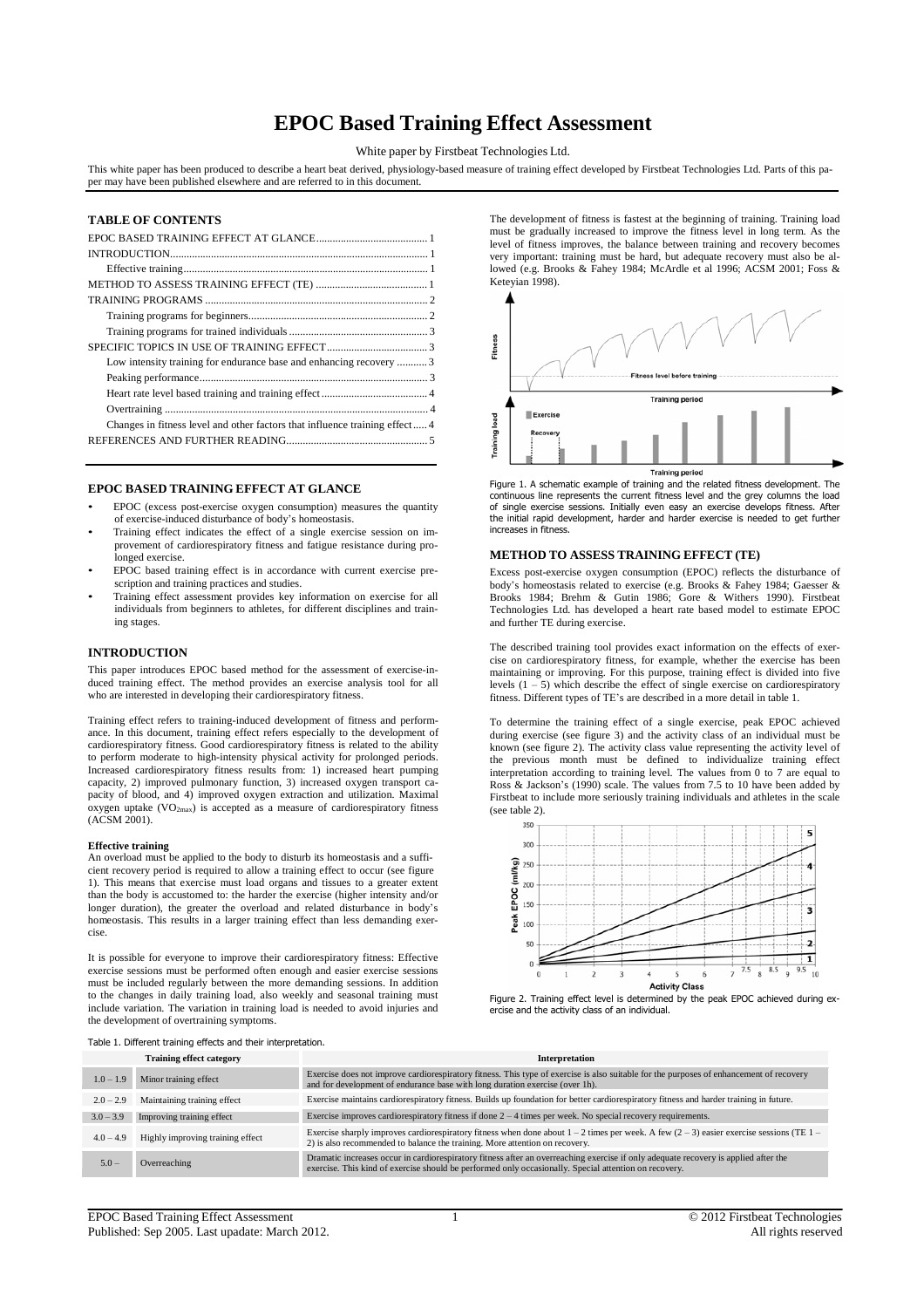# EPOC Based Training Effect Assessment

White paper by Firstbeat Technologies Ltd.

This white paper has been produced to describe a heart beat derived, physiology-based measure of training effect developed by Firstbeat Technologies Ltd. Parts of this paper may have been published elsewhere and are referred to in this document.

## TABLE OF CONTENTS

- EPOC BASED TRAINING EFFECT AT GLANCE ..... 1
- INTRODUCTION ..... 1
  - Effective training ..... 1
- METHOD TO ASSESS TRAINING EFFECT (TE) ..... 1
- TRAINING PROGRAMS ..... 2
  - Training programs for beginners ..... 2
  - Training programs for trained individuals ..... 3
- SPECIFIC TOPICS IN USE OF TRAINING EFFECT ..... 3
  - Low intensity training for endurance base and enhancing recovery ..... 3
  - Peaking performance ..... 3
  - Heart rate level based training and training effect ..... 4
  - Overtraining ..... 4
  - Changes in fitness level and other factors that influence training effect ..... 4
- REFERENCES AND FURTHER READING ..... 5

## EPOC BASED TRAINING EFFECT AT GLANCE

- EPOC (excess post-exercise oxygen consumption) measures the quantity of exercise-induced disturbance of body's homeostasis.
- Training effect indicates the effect of a single exercise session on improvement of cardiorespiratory fitness and fatigue resistance during prolonged exercise.
- EPOC based training effect is in accordance with current exercise prescription and training practices and studies.
- Training effect assessment provides key information on exercise for all individuals from beginners to athletes, for different disciplines and training stages.

## INTRODUCTION

This paper introduces EPOC based method for the assessment of exercise-induced training effect. The method provides an exercise analysis tool for all who are interested in developing their cardiorespiratory fitness.

Training effect refers to training-induced development of fitness and performance. In this document, training effect refers especially to the development of cardiorespiratory fitness. Good cardiorespiratory fitness is related to the ability to perform moderate to high-intensity physical activity for prolonged periods. Increased cardiorespiratory fitness results from: 1) increased heart pumping capacity, 2) improved pulmonary function, 3) increased oxygen transport capacity of blood, and 4) improved oxygen extraction and utilization. Maximal oxygen uptake ($VO_{2max}$) is accepted as a measure of cardiorespiratory fitness (ACSM 2001).

### Effective training

An overload must be applied to the body to disturb its homeostasis and a sufficient recovery period is required to allow a training effect to occur (see figure 1). This means that exercise must load organs and tissues to a greater extent than the body is accustomed to: the harder the exercise (higher intensity and/or longer duration), the greater the overload and related disturbance in body's homeostasis. This results in a larger training effect than less demanding exercise.

It is possible for everyone to improve their cardiorespiratory fitness: Effective exercise sessions must be performed often enough and easier exercise sessions must be included regularly between the more demanding sessions. In addition to the changes in daily training load, also weekly and seasonal training must include variation. The variation in training load is needed to avoid injuries and the development of overtraining symptoms.

The development of fitness is fastest at the beginning of training. Training load must be gradually increased to improve the fitness level in long term. As the level of fitness improves, the balance between training and recovery becomes very important: training must be hard, but adequate recovery must also be allowed (e.g. Brooks & Fahey 1984; McArdle et al 1996; ACSM 2001; Foss & Keteyian 1998).

Figure 1. A schematic example of training and the related fitness development. The continuous line represents the current fitness level and the grey columns the load of single exercise sessions. Initially even easy an exercise develops fitness. After the initial rapid development, harder and harder exercise is needed to get further increases in fitness.

## METHOD TO ASSESS TRAINING EFFECT (TE)

Excess post-exercise oxygen consumption (EPOC) reflects the disturbance of body's homeostasis related to exercise (e.g. Brooks & Fahey 1984; Gaesser & Brooks 1984; Brehm & Gutin 1986; Gore & Withers 1990). Firstbeat Technologies Ltd. has developed a heart rate based model to estimate EPOC and further TE during exercise.

The described training tool provides exact information on the effects of exercise on cardiorespiratory fitness, for example, whether the exercise has been maintaining or improving. For this purpose, training effect is divided into five levels (1 – 5) which describe the effect of single exercise on cardiorespiratory fitness. Different types of TE's are described in a more detail in table 1.

To determine the training effect of a single exercise, peak EPOC achieved during exercise (see figure 3) and the activity class of an individual must be known (see figure 2). The activity class value representing the activity level of the previous month must be defined to individualize training effect interpretation according to training level. The values from 0 to 7 are equal to Ross & Jackson's (1990) scale. The values from 7.5 to 10 have been added by Firstbeat to include more seriously training individuals and athletes in the scale (see table 2).

Figure 2. Training effect level is determined by the peak EPOC achieved during exercise and the activity class of an individual.

Table 1. Different training effects and their interpretation.

| Training effect category | | Interpretation |
|---|---|---|
| 1.0 – 1.9 | Minor training effect | Exercise does not improve cardiorespiratory fitness. This type of exercise is also suitable for the purposes of enhancement of recovery and for development of endurance base with long duration exercise (over 1h). |
| 2.0 – 2.9 | Maintaining training effect | Exercise maintains cardiorespiratory fitness. Builds up foundation for better cardiorespiratory fitness and harder training in future. |
| 3.0 – 3.9 | Improving training effect | Exercise improves cardiorespiratory fitness if done 2 – 4 times per week. No special recovery requirements. |
| 4.0 – 4.9 | Highly improving training effect | Exercise sharply improves cardiorespiratory fitness when done about 1 – 2 times per week. A few (2 – 3) easier exercise sessions (TE 1 – 2) is also recommended to balance the training. More attention on recovery. |
| 5.0 – | Overreaching | Dramatic increases occur in cardiorespiratory fitness after an overreaching exercise if only adequate recovery is applied after the exercise. This kind of exercise should be performed only occasionally. Special attention on recovery. |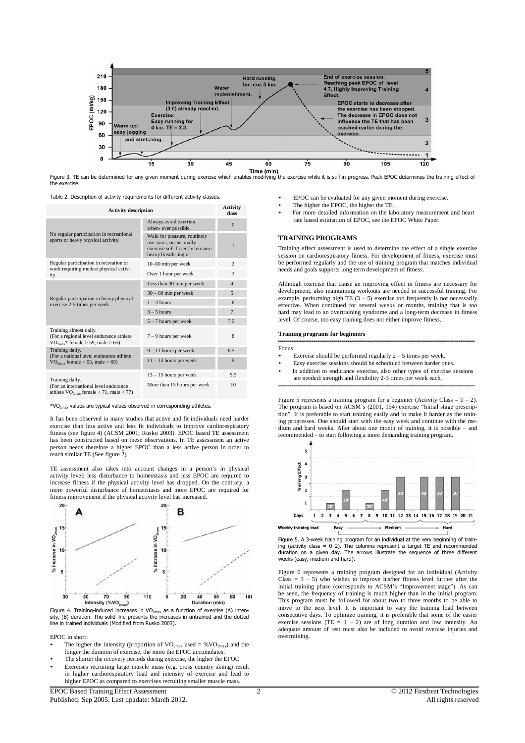Figure 3. TE can be determined for any given moment during exercise which enables modifying the exercise while it is still in progress. Peak EPOC determines the training effect of the exercise.

Table 2. Description of activity requirements for different activity classes.

| Activity description | | Activity class |
|---|---|---|
| No regular participation in recreational sports or heavy physical activity. | Always avoid exertion, when- ever possible. | 0 |
| | Walk for pleasure, routinely use stairs, occasionally exercise suf- ficiently to cause heavy breath- ing or | 1 |
| Regular participation in recreation or work requiring modest physical activ- ity. | 10–60 min per week | 2 |
| | Over 1 hour per week | 3 |
| Regular participation in heavy physical exercise 2-5 times per week. | Less than 30 min per week | 4 |
| | 30 – 60 min per week | 5 |
| | 1 – 3 hours | 6 |
| | 3 – 5 hours | 7 |
| | 5 – 7 hours per week | 7.5 |
| Training almost daily. (For a regional level endurance athlete $VO_{2max}$* female > 59, male > 65) | 7 – 9 hours per week | 8 |
| Training daily. (For a national level endurance athlete $VO_{2max}$ female > 63, male > 69) | 9 – 11 hours per week | 8.5 |
| | 11 – 13 hours per week | 9 |
| Training daily. (For an international level endurance athlete $VO_{2max}$ female > 71, male > 77) | 13 – 15 hours per week | 9.5 |
| | More than 15 hours per week | 10 |

*$VO_{2max}$ values are typical values observed in corresponding athletes.

It has been observed in many studies that active and fit individuals need harder exercise than less active and less fit individuals to improve cardiorespiratory fitness (see figure 4) (ACSM 2001; Rusko 2003). EPOC based TE assessment has been constructed based on these observations. In TE assessment an active person needs therefore a higher EPOC than a less active person in order to reach similar TE (See figure 2).

TE assessment also takes into account changes in a person's in physical activity level: less disturbance to homeostasis and less EPOC are required to increase fitness if the physical activity level has dropped. On the contrary, a more powerful disturbance of homeostasis and more EPOC are required for fitness improvement if the physical activity level has increased.

Figure 4. Training-induced increases in $VO_{2max}$ as a function of exercise (A) intensity, (B) duration. The solid line presents the increases in untrained and the dotted line in trained individuals (Modified from Rusko 2003).

EPOC in short:

- The higher the intensity (proportion of $VO_{2max}$ used = $\%VO_{2max}$) and the longer the duration of exercise, the more the EPOC accumulates.
- The shorter the recovery periods during exercise, the higher the EPOC
- Exercises recruiting large muscle mass (e.g. cross country skiing) result in higher cardiorespiratory load and intensity of exercise and lead to higher EPOC as compared to exercises recruiting smaller muscle mass.
- EPOC can be evaluated for any given moment during exercise.
- The higher the EPOC, the higher the TE.
- For more detailed information on the laboratory measurement and heart rate based estimation of EPOC, see the EPOC White Paper.

## TRAINING PROGRAMS

Training effect assessment is used to determine the effect of a single exercise session on cardiorespiratory fitness. For development of fitness, exercise must be performed regularly and the use of training program that matches individual needs and goals supports long term development of fitness.

Although exercise that cause an improving effect in fitness are necessary for development, also maintaining workouts are needed in successful training. For example, performing high TE (3 – 5) exercise too frequently is not necessarily effective. When continued for several weeks or months, training that is too hard may lead to an overtraining syndrome and a long-term decrease in fitness level. Of course, too easy training does not either improve fitness.

### Training programs for beginners

Focus:

- Exercise should be performed regularly 2 – 5 times per week.
- Easy exercise sessions should be scheduled between harder ones.
- In addition to endurance exercise, also other types of exercise sessions are needed: strength and flexibility 2-3 times per week each.

Figure 5 represents a training program for a beginner (Activity Class = 0 – 2). The program is based on ACSM's (2001, 154) exercise "Initial stage prescription". It is preferable to start training easily and to make it harder as the training progresses. One should start with the easy week and continue with the medium and hard weeks. After about one month of training, it is possible – and recommended – to start following a more demanding training program.

Figure 5. A 3-week training program for an individual at the very beginning of training (activity class = 0–2). The columns represent a target TE and recommended duration on a given day. The arrows illustrate the sequence of three different weeks (easy, medium and hard).

Figure 6 represents a training program designed for an individual (Activity Class = 3 – 5) who wishes to improve his/her fitness level further after the initial training phase (corresponds to ACSM's "Improvement stage"). As can be seen, the frequency of training is much higher than in the initial program. This program must be followed for about two to three months to be able to move to the next level. It is important to vary the training load between consecutive days. To optimize training, it is preferable that some of the easier exercise sessions (TE = 1 – 2) are of long duration and low intensity. An adequate amount of rest must also be included to avoid overuse injuries and overtraining.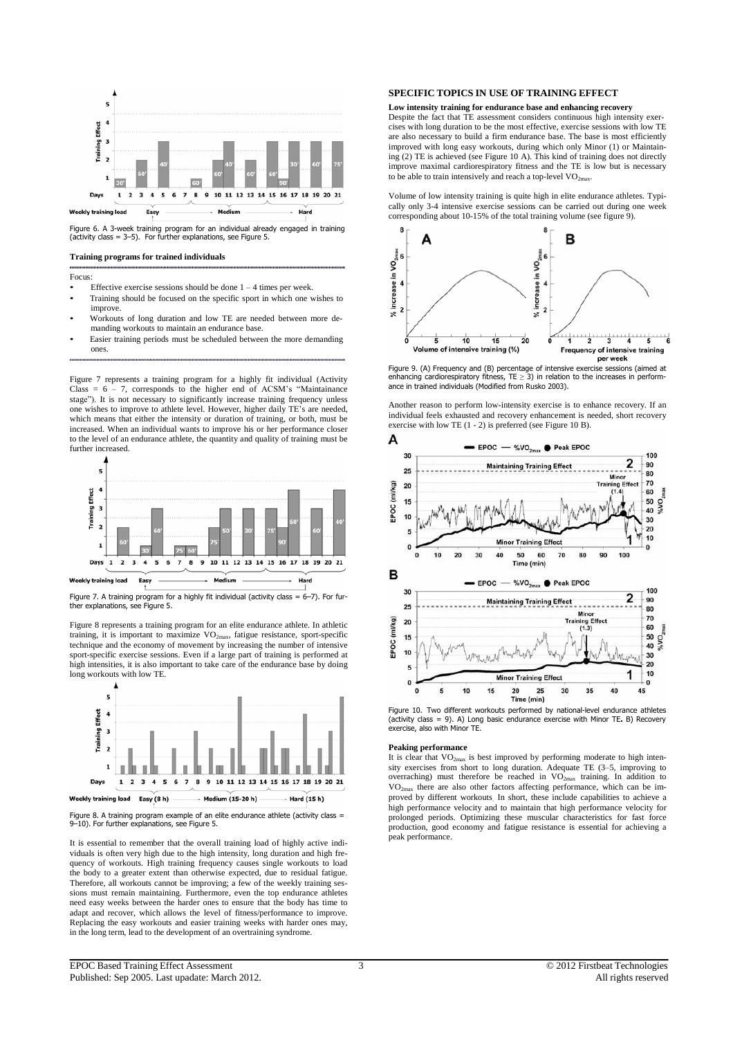Figure 6. A 3-week training program for an individual already engaged in training (activity class = 3–5). For further explanations, see Figure 5.

### Training programs for trained individuals

Focus:

- Effective exercise sessions should be done 1 – 4 times per week.
- Training should be focused on the specific sport in which one wishes to improve.
- Workouts of long duration and low TE are needed between more demanding workouts to maintain an endurance base.
- Easier training periods must be scheduled between the more demanding ones.

Figure 7 represents a training program for a highly fit individual (Activity Class = 6 – 7, corresponds to the higher end of ACSM's "Maintainance stage"). It is not necessary to significantly increase training frequency unless one wishes to improve to athlete level. However, higher daily TE's are needed, which means that either the intensity or duration of training, or both, must be increased. When an individual wants to improve his or her performance closer to the level of an endurance athlete, the quantity and quality of training must be further increased.

Figure 7. A training program for a highly fit individual (activity class = 6–7). For further explanations, see Figure 5.

Figure 8 represents a training program for an elite endurance athlete. In athletic training, it is important to maximize $VO_{2max}$, fatigue resistance, sport-specific technique and the economy of movement by increasing the number of intensive sport-specific exercise sessions. Even if a large part of training is performed at high intensities, it is also important to take care of the endurance base by doing long workouts with low TE.

Figure 8. A training program example of an elite endurance athlete (activity class = 9–10). For further explanations, see Figure 5.

It is essential to remember that the overall training load of highly active individuals is often very high due to the high intensity, long duration and high frequency of workouts. High training frequency causes single workouts to load the body to a greater extent than otherwise expected, due to residual fatigue. Therefore, all workouts cannot be improving; a few of the weekly training sessions must remain maintaining. Furthermore, even the top endurance athletes need easy weeks between the harder ones to ensure that the body has time to adapt and recover, which allows the level of fitness/performance to improve. Replacing the easy workouts and easier training weeks with harder ones may, in the long term, lead to the development of an overtraining syndrome.

## SPECIFIC TOPICS IN USE OF TRAINING EFFECT

### Low intensity training for endurance base and enhancing recovery

Despite the fact that TE assessment considers continuous high intensity exercises with long duration to be the most effective, exercise sessions with low TE are also necessary to build a firm endurance base. The base is most efficiently improved with long easy workouts, during which only Minor (1) or Maintaining (2) TE is achieved (see Figure 10 A). This kind of training does not directly improve maximal cardiorespiratory fitness and the TE is low but is necessary to be able to train intensively and reach a top-level $VO_{2max}$.

Volume of low intensity training is quite high in elite endurance athletes. Typically only 3-4 intensive exercise sessions can be carried out during one week corresponding about 10-15% of the total training volume (see figure 9).

Figure 9. (A) Frequency and (B) percentage of intensive exercise sessions (aimed at enhancing cardiorespiratory fitness, TE ≥ 3) in relation to the increases in performance in trained individuals (Modified from Rusko 2003).

Another reason to perform low-intensity exercise is to enhance recovery. If an individual feels exhausted and recovery enhancement is needed, short recovery exercise with low TE (1 - 2) is preferred (see Figure 10 B).

Figure 10. Two different workouts performed by national-level endurance athletes (activity class = 9). A) Long basic endurance exercise with Minor TE. B) Recovery exercise, also with Minor TE.

### Peaking performance

It is clear that $VO_{2max}$ is best improved by performing moderate to high intensity exercises from short to long duration. Adequate TE (3–5, improving to overreaching) must therefore be reached in $VO_{2max}$ training. In addition to $VO_{2max}$ there are also other factors affecting performance, which can be improved by different workouts. In short, these include capabilities to achieve a high performance velocity and to maintain that high performance velocity for prolonged periods. Optimizing these muscular characteristics for fast force production, good economy and fatigue resistance is essential for achieving a peak performance.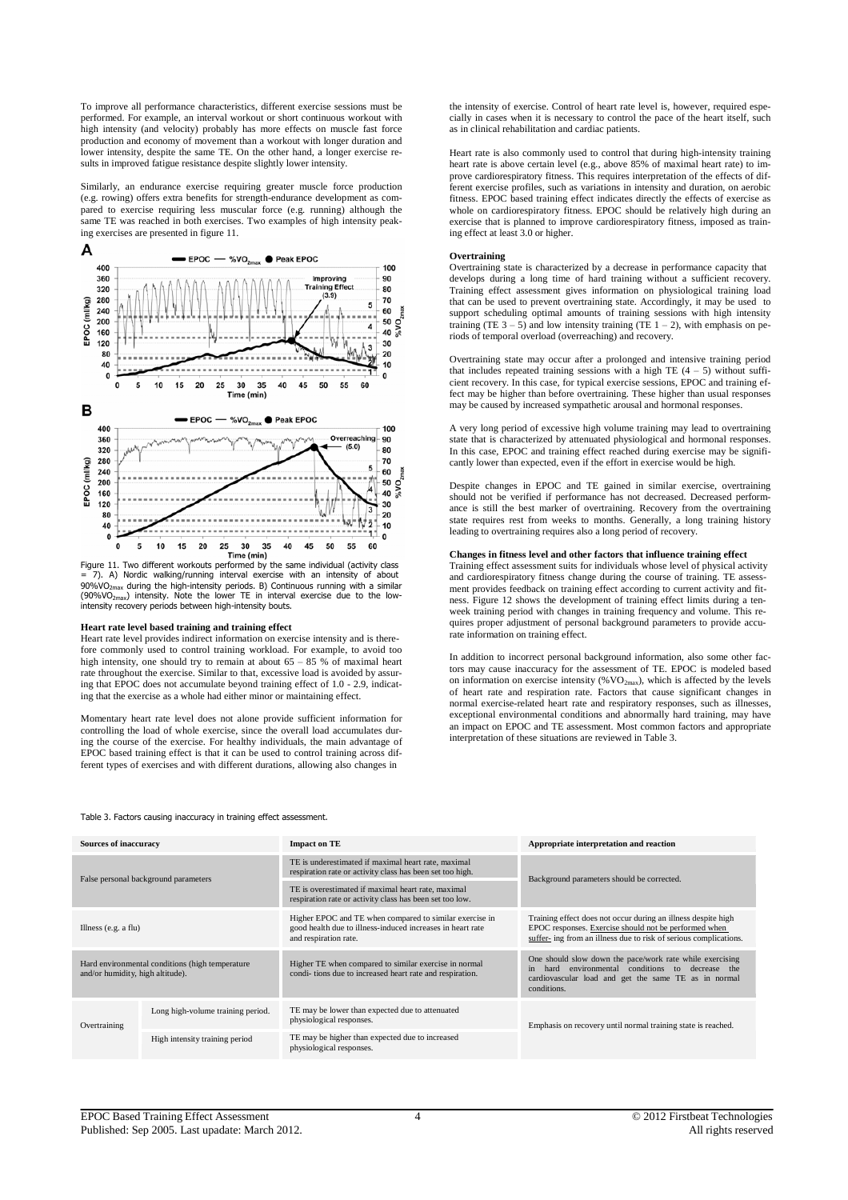To improve all performance characteristics, different exercise sessions must be performed. For example, an interval workout or short continuous workout with high intensity (and velocity) probably has more effects on muscle fast force production and economy of movement than a workout with longer duration and lower intensity, despite the same TE. On the other hand, a longer exercise results in improved fatigue resistance despite slightly lower intensity.

Similarly, an endurance exercise requiring greater muscle force production (e.g. rowing) offers extra benefits for strength-endurance development as compared to exercise requiring less muscular force (e.g. running) although the same TE was reached in both exercises. Two examples of high intensity peaking exercises are presented in figure 11.

Figure 11. Two different workouts performed by the same individual (activity class = 7). A) Nordic walking/running interval exercise with an intensity of about 90%$VO_{2max}$ during the high-intensity periods. B) Continuous running with a similar (90%$VO_{2max}$) intensity. Note the lower TE in interval exercise due to the low-intensity recovery periods between high-intensity bouts.

**Heart rate level based training and training effect**

Heart rate level provides indirect information on exercise intensity and is therefore commonly used to control training workload. For example, to avoid too high intensity, one should try to remain at about 65 – 85 % of maximal heart rate throughout the exercise. Similar to that, excessive load is avoided by assuring that EPOC does not accumulate beyond training effect of 1.0 - 2.9, indicating that the exercise as a whole had either minor or maintaining effect.

Momentary heart rate level does not alone provide sufficient information for controlling the load of whole exercise, since the overall load accumulates during the course of the exercise. For healthy individuals, the main advantage of EPOC based training effect is that it can be used to control training across different types of exercises and with different durations, allowing also changes in the intensity of exercise. Control of heart rate level is, however, required especially in cases when it is necessary to control the pace of the heart itself, such as in clinical rehabilitation and cardiac patients.

Heart rate is also commonly used to control that during high-intensity training heart rate is above certain level (e.g., above 85% of maximal heart rate) to improve cardiorespiratory fitness. This requires interpretation of the effects of different exercise profiles, such as variations in intensity and duration, on aerobic fitness. EPOC based training effect indicates directly the effects of exercise as whole on cardiorespiratory fitness. EPOC should be relatively high during an exercise that is planned to improve cardiorespiratory fitness, imposed as training effect at least 3.0 or higher.

**Overtraining**

Overtraining state is characterized by a decrease in performance capacity that develops during a long time of hard training without a sufficient recovery. Training effect assessment gives information on physiological training load that can be used to prevent overtraining state. Accordingly, it may be used to support scheduling optimal amounts of training sessions with high intensity training (TE 3 – 5) and low intensity training (TE 1 – 2), with emphasis on periods of temporal overload (overreaching) and recovery.

Overtraining state may occur after a prolonged and intensive training period that includes repeated training sessions with a high TE (4 – 5) without sufficient recovery. In this case, for typical exercise sessions, EPOC and training effect may be higher than before overtraining. These higher than usual responses may be caused by increased sympathetic arousal and hormonal responses.

A very long period of excessive high volume training may lead to overtraining state that is characterized by attenuated physiological and hormonal responses. In this case, EPOC and training effect reached during exercise may be significantly lower than expected, even if the effort in exercise would be high.

Despite changes in EPOC and TE gained in similar exercise, overtraining should not be verified if performance has not decreased. Decreased performance is still the best marker of overtraining. Recovery from the overtraining state requires rest from weeks to months. Generally, a long training history leading to overtraining requires also a long period of recovery.

**Changes in fitness level and other factors that influence training effect**

Training effect assessment suits for individuals whose level of physical activity and cardiorespiratory fitness change during the course of training. TE assessment provides feedback on training effect according to current activity and fitness. Figure 12 shows the development of training effect limits during a ten-week training period with changes in training frequency and volume. This requires proper adjustment of personal background parameters to provide accurate information on training effect.

In addition to incorrect personal background information, also some other factors may cause inaccuracy for the assessment of TE. EPOC is modeled based on information on exercise intensity (%$VO_{2max}$), which is affected by the levels of heart rate and respiration rate. Factors that cause significant changes in normal exercise-related heart rate and respiratory responses, such as illnesses, exceptional environmental conditions and abnormally hard training, may have an impact on EPOC and TE assessment. Most common factors and appropriate interpretation of these situations are reviewed in Table 3.

Table 3. Factors causing inaccuracy in training effect assessment.

| Sources of inaccuracy | | Impact on TE | Appropriate interpretation and reaction |
|---|---|---|---|
| False personal background parameters | | TE is underestimated if maximal heart rate, maximal respiration rate or activity class has been set too high. | Background parameters should be corrected. |
| | | TE is overestimated if maximal heart rate, maximal respiration rate or activity class has been set too low. | |
| Illness (e.g. a flu) | | Higher EPOC and TE when compared to similar exercise in good health due to illness-induced increases in heart rate and respiration rate. | Training effect does not occur during an illness despite high EPOC responses. Exercise should not be performed when suffer- ing from an illness due to risk of serious complications. |
| Hard environmental conditions (high temperature and/or humidity, high altitude). | | Higher TE when compared to similar exercise in normal condi- tions due to increased heart rate and respiration. | One should slow down the pace/work rate while exercising in hard environmental conditions to decrease the cardiovascular load and get the same TE as in normal conditions. |
| Overtraining | Long high-volume training period. | TE may be lower than expected due to attenuated physiological responses. | Emphasis on recovery until normal training state is reached. |
| | High intensity training period | TE may be higher than expected due to increased physiological responses. | |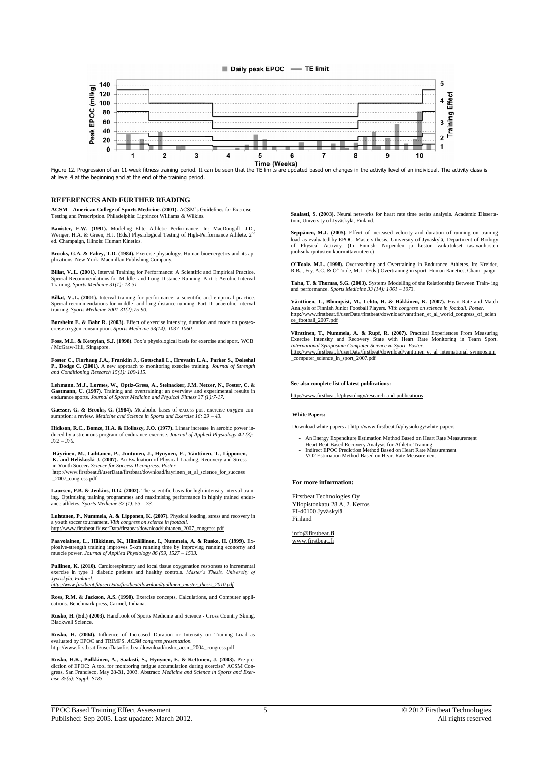Daily peak EPOC — TE limit

Peak EPOC (ml/kg)

140
120
100
80
60
40
20
0

Training Effect

5
4
3
2
1

1 2 3 4 5 6 7 8 9 10

Time (Weeks)

Figure 12. Progression of an 11-week fitness training period. It can be seen that the TE limits are updated based on changes in the activity level of an individual. The activity class is at level 4 at the beginning and at the end of the training period.

## REFERENCES AND FURTHER READING

**ACSM – American College of Sports Medicine. (2001).** ACSM's Guidelines for Exercise Testing and Prescription. Philadelphia: Lippincot Williams & Wilkins.

**Banister, E.W. (1991).** Modeling Elite Athletic Performance. In: MacDougall, J.D., Wenger, H.A. & Green, H.J. (Eds.) Physiological Testing of High-Performance Athlete. 2nd ed. Champaign, Illinois: Human Kinetics.

**Brooks, G.A. & Fahey, T.D. (1984).** Exercise physiology. Human bioenergetics and its applications. New York: Macmillan Publishing Company.

**Billat, V..L. (2001).** Interval Training for Performance: A Scientific and Empirical Practice. Special Recommendations for Middle- and Long-Distance Running. Part I: Aerobic Interval Training. *Sports Medicine 31(1): 13-31*

**Billat, V..L. (2001).** Interval training for performance: a scientific and empirical practice. Special recommendations for middle- and long-distance running. Part II: anaerobic interval training. *Sports Medicine 2001 31(2):75-90.*

**Børsheim E. & Bahr R. (2003).** Effect of exercise intensity, duration and mode on postexercise oxygen consumption. *Sports Medicine 33(14): 1037-1060.*

**Foss, M.L. & Keteyian, S.J. (1998)**. Fox's physiological basis for exercise and sport. WCB / McGraw-Hill, Singapore.

**Foster C., Florhaug J.A., Franklin J., Gottschall L., Hrovatin L.A., Parker S., Doleshal P., Dodge C. (2001).** A new approach to monitoring exercise training. *Journal of Strength and Conditioning Research 15(1): 109-115.*

**Lehmann, M.J., Lormes, W., Optiz-Gress, A., Steinacker, J.M. Netzer, N., Foster, C. & Gastmann, U. (1997).** Training and overtraining: an overview and experimental results in endurance sports. *Journal of Sports Medicine and Physical Fitness 37 (1):7-17.*

**Gaesser, G. & Brooks, G. (1984).** Metabolic bases of excess post-exercise oxygen consumption: a review. *Medicine and Science in Sports and Exercise 16: 29 – 43.*

**Hickson, R.C., Bomze, H.A. & Holloszy, J.O. (1977).** Linear increase in aerobic power induced by a strenuous program of endurance exercise. *Journal of Applied Physiology 42 (3): 372 – 376.*

**Häyrinen, M., Luhtanen, P., Juntunen, J., Hynynen, E., Vänttinen, T., Lipponen, K. and Heliskoski J. (2007).** An Evaluation of Physical Loading, Recovery and Stress in Youth Soccer**.** *Science for Success II congress. Poster.* http://www.firstbeat.fi/userData/firstbeat/download/hayrinen_et_al_science_for_success_2007_congress.pdf

**Laursen, P.B. & Jenkins, D.G. (2002).** The scientific basis for high-intensity interval training. Optimising training programmes and maximising performance in highly trained endurance athletes. *Sports Medicine 32 (1): 53 – 73.*

**Luhtanen, P., Nummela, A. & Lipponen, K. (2007).** Physical loading, stress and recovery in a youth soccer tournament. *VIth congress on science in football.* http://www.firstbeat.fi/userData/firstbeat/download/luhtanen_2007_congress.pdf

**Paavolainen, L., Häkkinen, K., Hämäläinen, I., Nummela, A. & Rusko, H. (1999).** Explosive-strength training improves 5-km running time by improving running economy and muscle power. *Journal of Applied Physiology 86 (59, 1527 – 1533.*

**Pullinen, K. (2010).** Cardiorespiratory and local tissue oxygenation responses to incremental exercise in type 1 diabetic patients and healthy controls**.** *Master's Thesis, University of Jyväskylä, Finland.* *http://www.firstbeat.fi/userData/firstbeat/download/pullinen_master_thesis_2010.pdf*

**Ross, R.M. & Jackson, A.S. (1990).** Exercise concepts, Calculations, and Computer applications. Benchmark press, Carmel, Indiana.

**Rusko, H. (Ed.) (2003).** Handbook of Sports Medicine and Science - Cross Country Skiing. Blackwell Science.

**Rusko, H. (2004).** Influence of Increased Duration or Intensity on Training Load as evaluated by EPOC and TRIMPS. *ACSM congress presentation.* http://www.firstbeat.fi/userData/firstbeat/download/rusko_acsm_2004_congress.pdf

**Rusko, H.K., Pulkkinen, A., Saalasti, S., Hynynen, E. & Kettunen, J. (2003).** Pre-prediction of EPOC: A tool for monitoring fatigue accumulation during exercise? ACSM Congress, San Francisco, May 28-31, 2003. Abstract: *Medicine and Science in Sports and Exercise 35(5): Suppl: S183.*

**Saalasti, S. (2003).** Neural networks for heart rate time series analysis. Academic Dissertation, University of Jyväskylä, Finland.

**Seppänen, M.J. (2005).** Effect of increased velocity and duration of running on training load as evaluated by EPOC. Masters thesis, University of Jyväskylä, Department of Biology of Physical Activity. (In Finnish: Nopeuden ja keston vaikutukset tasavauhtisten juoksuharjoitusten kuormittavuuteen.)

**O'Toole, M.L. (1998).** Overreaching and Overtraining in Endurance Athletes. In: Kreider, R.B.., Fry, A.C. & O'Toole, M.L. (Eds.) Overtraining in sport. Human Kinetics, Cham- paign.

**Taha, T. & Thomas, S.G. (2003).** Systems Modelling of the Relationship Between Train- ing and performance. *Sports Medicine 33 (14): 1061 – 1073.*

**Vänttinen, T., Blomqvist, M., Lehto, H. & Häkkinen, K. (2007).** Heart Rate and Match Analysis of Finnish Junior Football Players. *VIth congress on science in football. Poster.* http://www.firstbeat.fi/userData/firstbeat/download/vanttinen_et_al_world_congress_of_science_football_2007.pdf

**Vänttinen, T., Nummela, A. & Rupf, R. (2007).** Practical Experiences From Measuring Exercise Intensity and Recovery State with Heart Rate Monitoring in Team Sport. *International Symposium Computer Science in Sport. Poster.* http://www.firstbeat.fi/userData/firstbeat/download/vanttinen_et_al_international_symposium_computer_science_in_sport_2007.pdf

**See also complete list of latest publications:**

http://www.firstbeat.fi/physiology/research-and-publications

**White Papers:**

Download white papers at http://www.firstbeat.fi/physiology/white-papers

- An Energy Expenditure Estimation Method Based on Heart Rate Measurement
- Heart Beat Based Recovery Analysis for Athletic Training
- Indirect EPOC Prediction Method Based on Heart Rate Measurement
- VO2 Estimation Method Based on Heart Rate Measurement

**For more information:**

Firstbeat Technologies Oy
Yliopistonkatu 28 A, 2. Kerros
FI-40100 Jyväskylä
Finland

info@firstbeat.fi
www.firstbeat.fi